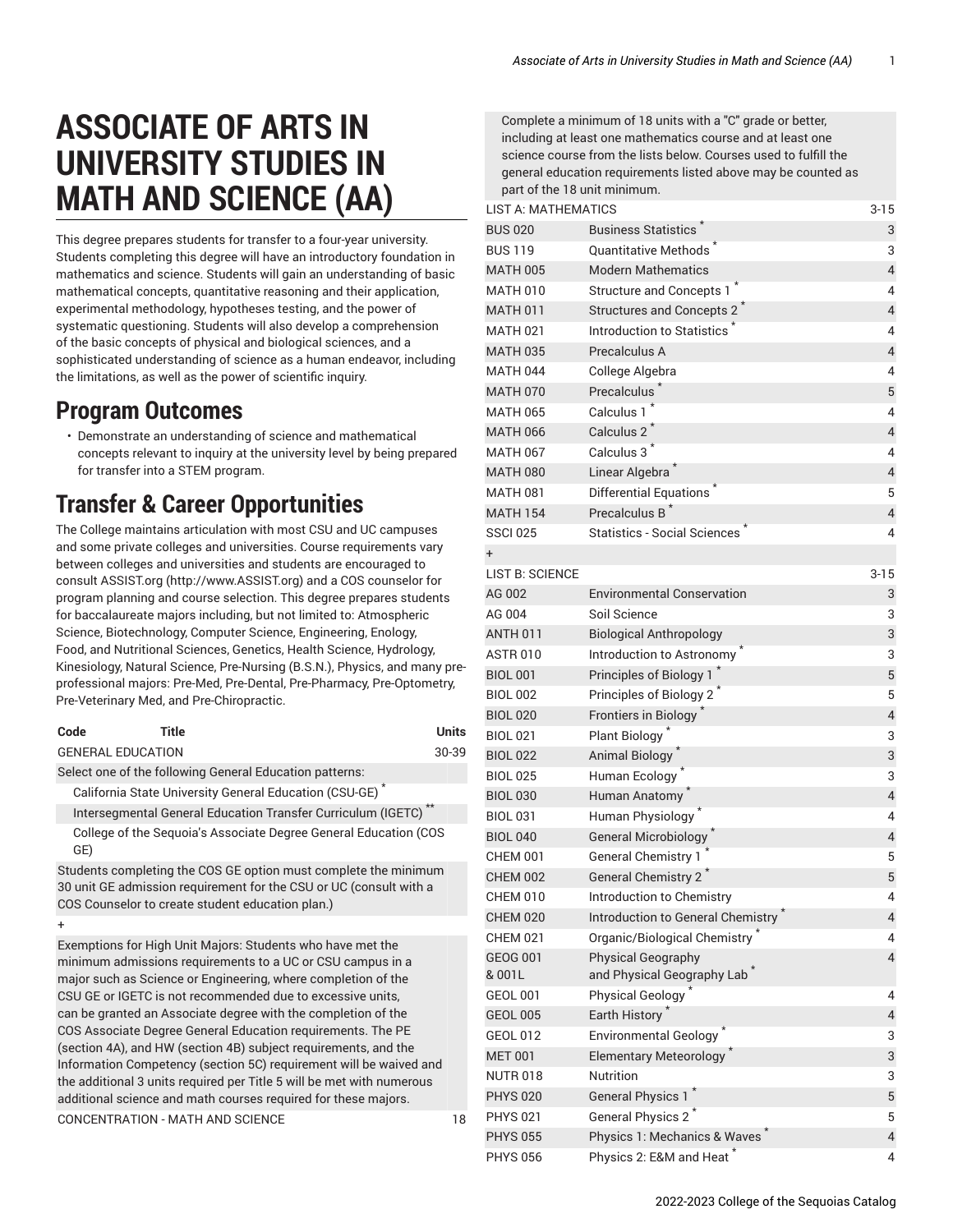# ASSOCIATE OF ARTS IN UNIVERSITY STUDIES IN MATH AND SCIENCE (AA)

This degree prepares students for transfer to a four-year university. Students completing this degree will have an introductory foundation in mathematics and science. Students will gain an understanding of basic mathematical concepts, quantitative reasoning and their application, experimental methodology, hypotheses testing, and the power of systematic questioning. Students will also develop a comprehension of the basic concepts of physical and biological sciences, and a sophisticated understanding of science as a human endeavor, including the limitations, as well as the power of scientific inquiry.

## Program Outcomes

- Demonstrate an understanding of science and mathematical concepts relevant to inquiry at the university level by being prepared for transfer into a STEM program.

## Transfer & Career Opportunities

The College maintains articulation with most CSU and UC campuses and some private colleges and universities. Course requirements vary between colleges and universities and students are encouraged to consult ASSIST.org (http://www.ASSIST.org) and a COS counselor for program planning and course selection. This degree prepares students for baccalaureate majors including, but not limited to: Atmospheric Science, Biotechnology, Computer Science, Engineering, Enology, Food, and Nutritional Sciences, Genetics, Health Science, Hydrology, Kinesiology, Natural Science, Pre-Nursing (B.S.N.), Physics, and many pre-professional majors: Pre-Med, Pre-Dental, Pre-Pharmacy, Pre-Optometry, Pre-Veterinary Med, and Pre-Chiropractic.

| Code | Title | Units |
|---|---|---|
| GENERAL EDUCATION | | 30-39 |
| Select one of the following General Education patterns: | | |
| California State University General Education (CSU-GE) * | | |
| Intersegmental General Education Transfer Curriculum (IGETC) ** | | |
| College of the Sequoia's Associate Degree General Education (COS GE) | | |
| Students completing the COS GE option must complete the minimum 30 unit GE admission requirement for the CSU or UC (consult with a COS Counselor to create student education plan.) | | |
| + | | |
| Exemptions for High Unit Majors: Students who have met the minimum admissions requirements to a UC or CSU campus in a major such as Science or Engineering, where completion of the CSU GE or IGETC is not recommended due to excessive units, can be granted an Associate degree with the completion of the COS Associate Degree General Education requirements. The PE (section 4A), and HW (section 4B) subject requirements, and the Information Competency (section 5C) requirement will be waived and the additional 3 units required per Title 5 will be met with numerous additional science and math courses required for these majors. | | |
| CONCENTRATION - MATH AND SCIENCE | | 18 |
| Complete a minimum of 18 units with a "C" grade or better, including at least one mathematics course and at least one science course from the lists below. Courses used to fulfill the general education requirements listed above may be counted as part of the 18 unit minimum. | | |
| LIST A: MATHEMATICS | | 3-15 |
| BUS 020 | Business Statistics * | 3 |
| BUS 119 | Quantitative Methods * | 3 |
| MATH 005 | Modern Mathematics | 4 |
| MATH 010 | Structure and Concepts 1 * | 4 |
| MATH 011 | Structures and Concepts 2 * | 4 |
| MATH 021 | Introduction to Statistics * | 4 |
| MATH 035 | Precalculus A | 4 |
| MATH 044 | College Algebra | 4 |
| MATH 070 | Precalculus * | 5 |
| MATH 065 | Calculus 1 * | 4 |
| MATH 066 | Calculus 2 * | 4 |
| MATH 067 | Calculus 3 * | 4 |
| MATH 080 | Linear Algebra * | 4 |
| MATH 081 | Differential Equations * | 5 |
| MATH 154 | Precalculus B * | 4 |
| SSCI 025 | Statistics - Social Sciences * | 4 |
| + | | |
| LIST B: SCIENCE | | 3-15 |
| AG 002 | Environmental Conservation | 3 |
| AG 004 | Soil Science | 3 |
| ANTH 011 | Biological Anthropology | 3 |
| ASTR 010 | Introduction to Astronomy * | 3 |
| BIOL 001 | Principles of Biology 1 * | 5 |
| BIOL 002 | Principles of Biology 2 * | 5 |
| BIOL 020 | Frontiers in Biology * | 4 |
| BIOL 021 | Plant Biology * | 3 |
| BIOL 022 | Animal Biology * | 3 |
| BIOL 025 | Human Ecology * | 3 |
| BIOL 030 | Human Anatomy * | 4 |
| BIOL 031 | Human Physiology * | 4 |
| BIOL 040 | General Microbiology * | 4 |
| CHEM 001 | General Chemistry 1 * | 5 |
| CHEM 002 | General Chemistry 2 * | 5 |
| CHEM 010 | Introduction to Chemistry | 4 |
| CHEM 020 | Introduction to General Chemistry * | 4 |
| CHEM 021 | Organic/Biological Chemistry * | 4 |
| GEOG 001 & 001L | Physical Geography and Physical Geography Lab * | 4 |
| GEOL 001 | Physical Geology * | 4 |
| GEOL 005 | Earth History * | 4 |
| GEOL 012 | Environmental Geology * | 3 |
| MET 001 | Elementary Meteorology * | 3 |
| NUTR 018 | Nutrition | 3 |
| PHYS 020 | General Physics 1 * | 5 |
| PHYS 021 | General Physics 2 * | 5 |
| PHYS 055 | Physics 1: Mechanics & Waves * | 4 |
| PHYS 056 | Physics 2: E&M and Heat * | 4 |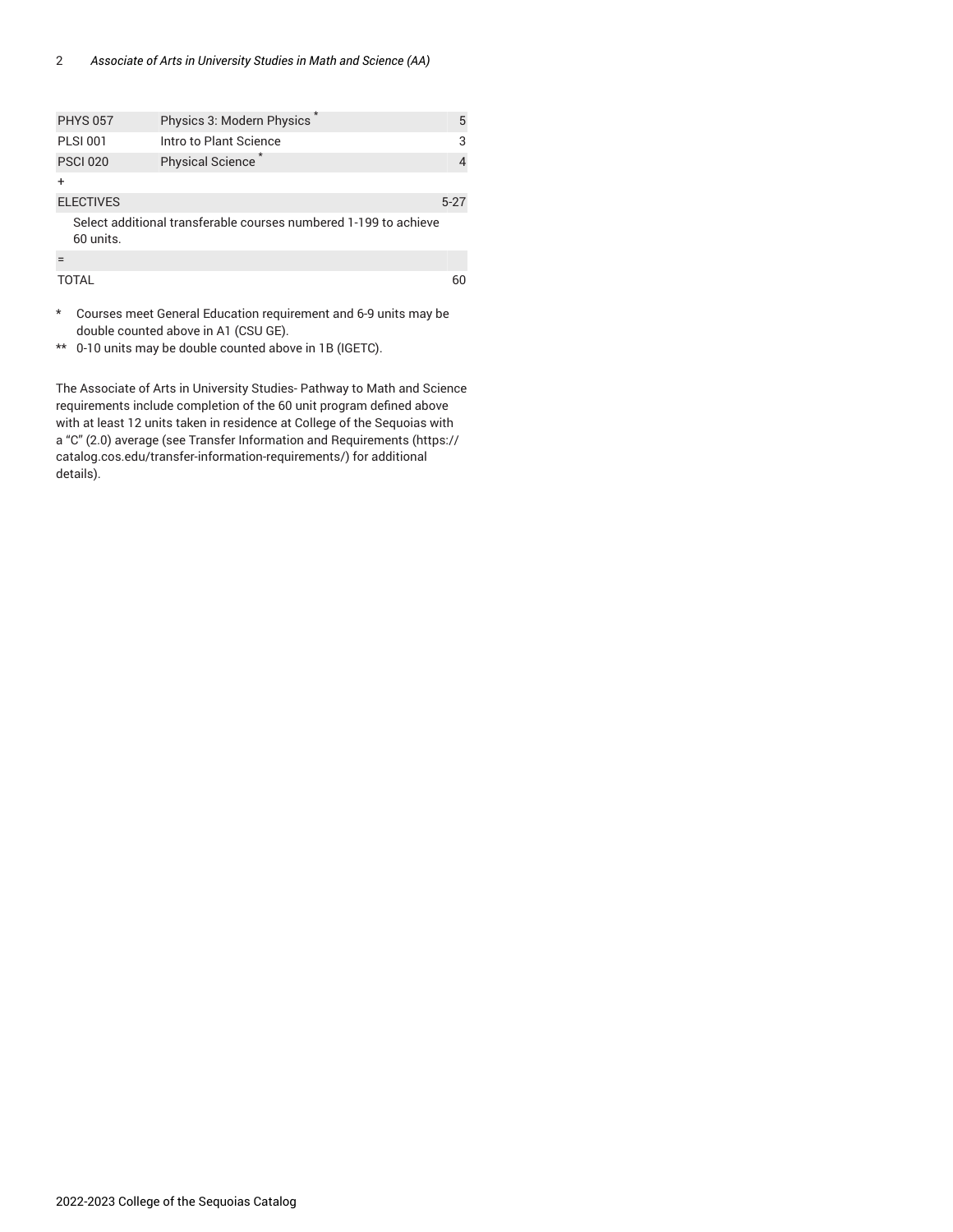| | | |
|---|---|---|
| PHYS 057 | Physics 3: Modern Physics * | 5 |
| PLSI 001 | Intro to Plant Science | 3 |
| PSCI 020 | Physical Science * | 4 |
| + | | |
| ELECTIVES | | 5-27 |
| Select additional transferable courses numbered 1-199 to achieve 60 units. | | |
| = | | |
| TOTAL | | 60 |

\* Courses meet General Education requirement and 6-9 units may be double counted above in A1 (CSU GE).

** 0-10 units may be double counted above in 1B (IGETC).

The Associate of Arts in University Studies- Pathway to Math and Science requirements include completion of the 60 unit program defined above with at least 12 units taken in residence at College of the Sequoias with a "C" (2.0) average (see Transfer Information and Requirements (https://catalog.cos.edu/transfer-information-requirements/) for additional details).